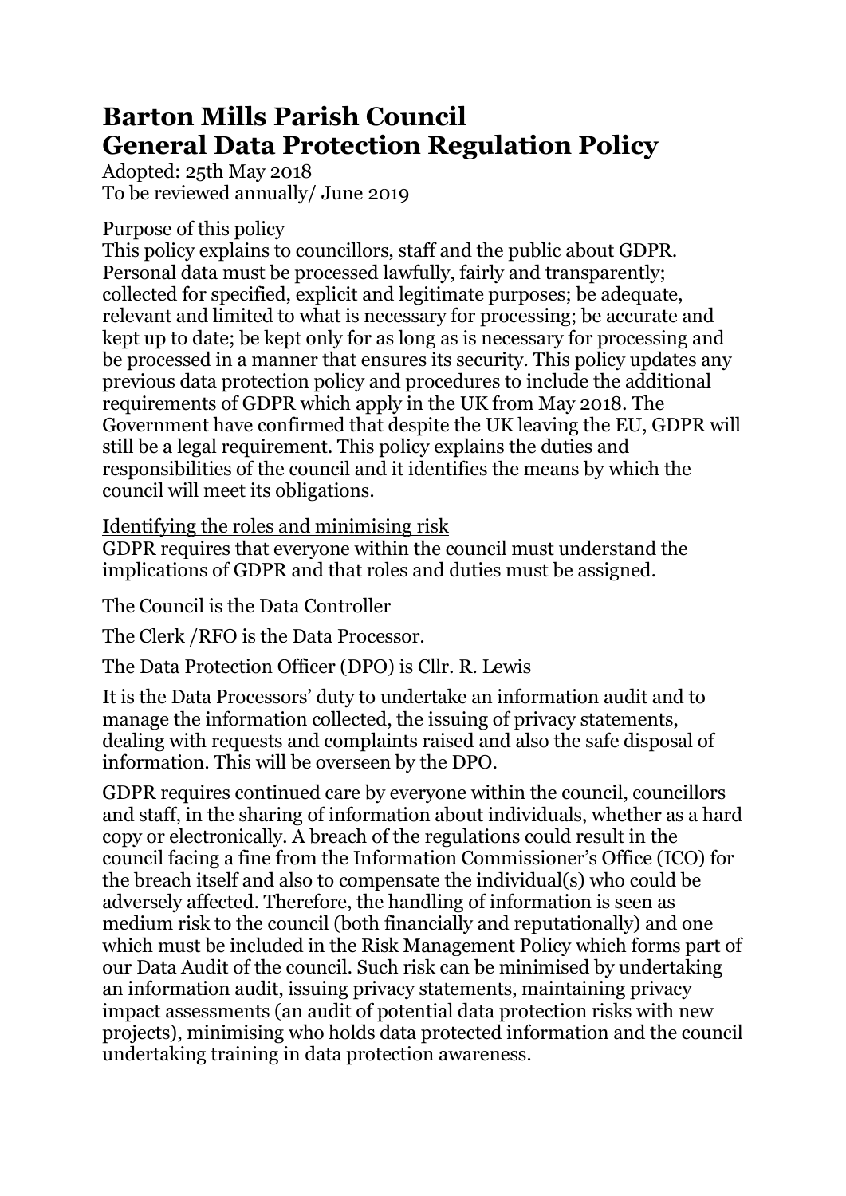# Barton Mills Parish Council
# General Data Protection Regulation Policy

Adopted: 25th May 2018
To be reviewed annually/ June 2019

## Purpose of this policy

This policy explains to councillors, staff and the public about GDPR. Personal data must be processed lawfully, fairly and transparently; collected for specified, explicit and legitimate purposes; be adequate, relevant and limited to what is necessary for processing; be accurate and kept up to date; be kept only for as long as is necessary for processing and be processed in a manner that ensures its security. This policy updates any previous data protection policy and procedures to include the additional requirements of GDPR which apply in the UK from May 2018. The Government have confirmed that despite the UK leaving the EU, GDPR will still be a legal requirement. This policy explains the duties and responsibilities of the council and it identifies the means by which the council will meet its obligations.

## Identifying the roles and minimising risk

GDPR requires that everyone within the council must understand the implications of GDPR and that roles and duties must be assigned.

The Council is the Data Controller

The Clerk /RFO is the Data Processor.

The Data Protection Officer (DPO) is Cllr. R. Lewis

It is the Data Processors' duty to undertake an information audit and to manage the information collected, the issuing of privacy statements, dealing with requests and complaints raised and also the safe disposal of information. This will be overseen by the DPO.

GDPR requires continued care by everyone within the council, councillors and staff, in the sharing of information about individuals, whether as a hard copy or electronically. A breach of the regulations could result in the council facing a fine from the Information Commissioner's Office (ICO) for the breach itself and also to compensate the individual(s) who could be adversely affected. Therefore, the handling of information is seen as medium risk to the council (both financially and reputationally) and one which must be included in the Risk Management Policy which forms part of our Data Audit of the council. Such risk can be minimised by undertaking an information audit, issuing privacy statements, maintaining privacy impact assessments (an audit of potential data protection risks with new projects), minimising who holds data protected information and the council undertaking training in data protection awareness.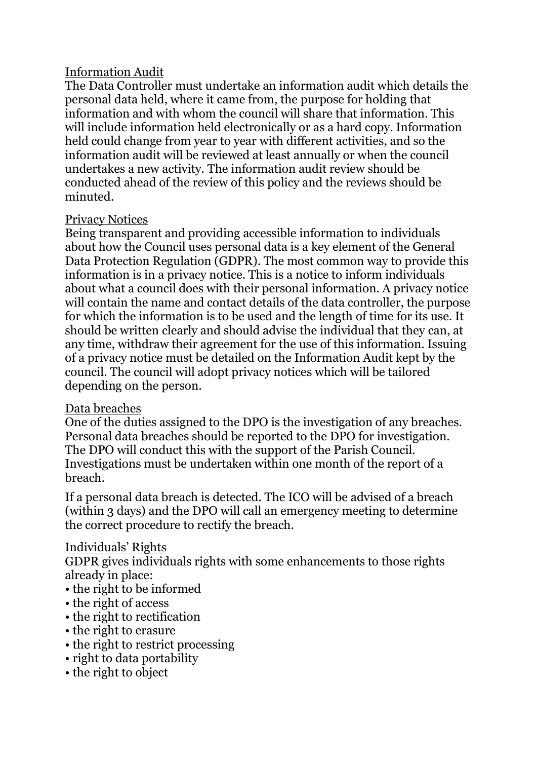## Information Audit

The Data Controller must undertake an information audit which details the personal data held, where it came from, the purpose for holding that information and with whom the council will share that information. This will include information held electronically or as a hard copy. Information held could change from year to year with different activities, and so the information audit will be reviewed at least annually or when the council undertakes a new activity. The information audit review should be conducted ahead of the review of this policy and the reviews should be minuted.

## Privacy Notices

Being transparent and providing accessible information to individuals about how the Council uses personal data is a key element of the General Data Protection Regulation (GDPR). The most common way to provide this information is in a privacy notice. This is a notice to inform individuals about what a council does with their personal information. A privacy notice will contain the name and contact details of the data controller, the purpose for which the information is to be used and the length of time for its use. It should be written clearly and should advise the individual that they can, at any time, withdraw their agreement for the use of this information. Issuing of a privacy notice must be detailed on the Information Audit kept by the council. The council will adopt privacy notices which will be tailored depending on the person.

## Data breaches

One of the duties assigned to the DPO is the investigation of any breaches. Personal data breaches should be reported to the DPO for investigation. The DPO will conduct this with the support of the Parish Council. Investigations must be undertaken within one month of the report of a breach.

If a personal data breach is detected. The ICO will be advised of a breach (within 3 days) and the DPO will call an emergency meeting to determine the correct procedure to rectify the breach.

## Individuals' Rights

GDPR gives individuals rights with some enhancements to those rights already in place:

- the right to be informed
- the right of access
- the right to rectification
- the right to erasure
- the right to restrict processing
- right to data portability
- the right to object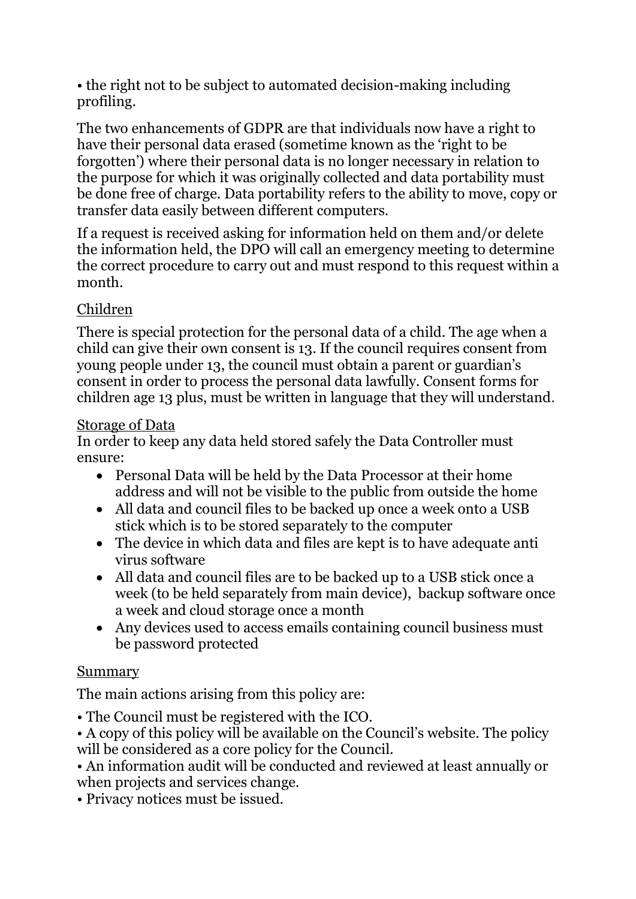• the right not to be subject to automated decision-making including profiling.

The two enhancements of GDPR are that individuals now have a right to have their personal data erased (sometime known as the 'right to be forgotten') where their personal data is no longer necessary in relation to the purpose for which it was originally collected and data portability must be done free of charge. Data portability refers to the ability to move, copy or transfer data easily between different computers.

If a request is received asking for information held on them and/or delete the information held, the DPO will call an emergency meeting to determine the correct procedure to carry out and must respond to this request within a month.

## Children

There is special protection for the personal data of a child. The age when a child can give their own consent is 13. If the council requires consent from young people under 13, the council must obtain a parent or guardian's consent in order to process the personal data lawfully. Consent forms for children age 13 plus, must be written in language that they will understand.

## Storage of Data

In order to keep any data held stored safely the Data Controller must ensure:

- Personal Data will be held by the Data Processor at their home address and will not be visible to the public from outside the home
- All data and council files to be backed up once a week onto a USB stick which is to be stored separately to the computer
- The device in which data and files are kept is to have adequate anti virus software
- All data and council files are to be backed up to a USB stick once a week (to be held separately from main device), backup software once a week and cloud storage once a month
- Any devices used to access emails containing council business must be password protected

## Summary

The main actions arising from this policy are:

• The Council must be registered with the ICO.
• A copy of this policy will be available on the Council's website. The policy will be considered as a core policy for the Council.
• An information audit will be conducted and reviewed at least annually or when projects and services change.
• Privacy notices must be issued.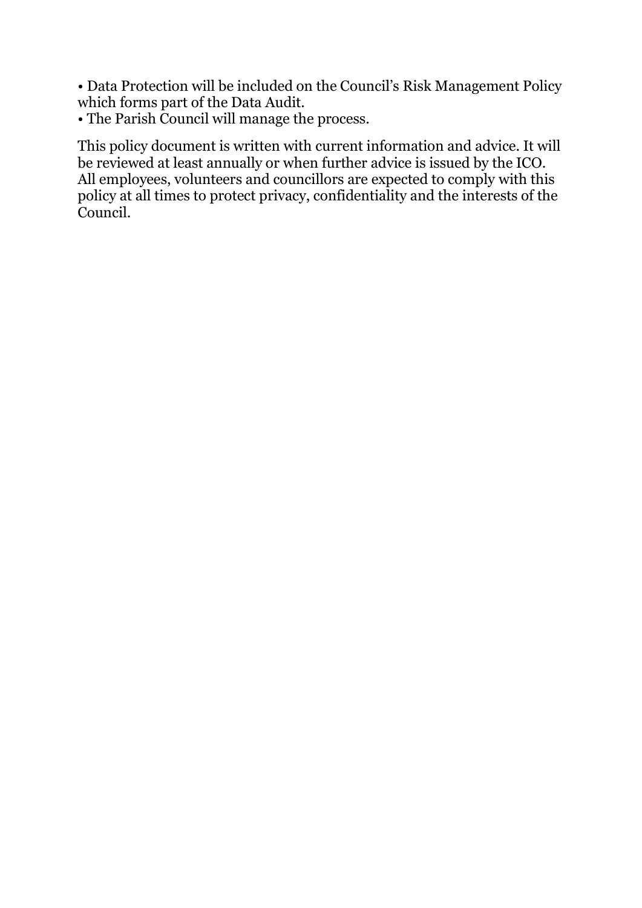- Data Protection will be included on the Council's Risk Management Policy which forms part of the Data Audit.
- The Parish Council will manage the process.

This policy document is written with current information and advice. It will be reviewed at least annually or when further advice is issued by the ICO. All employees, volunteers and councillors are expected to comply with this policy at all times to protect privacy, confidentiality and the interests of the Council.